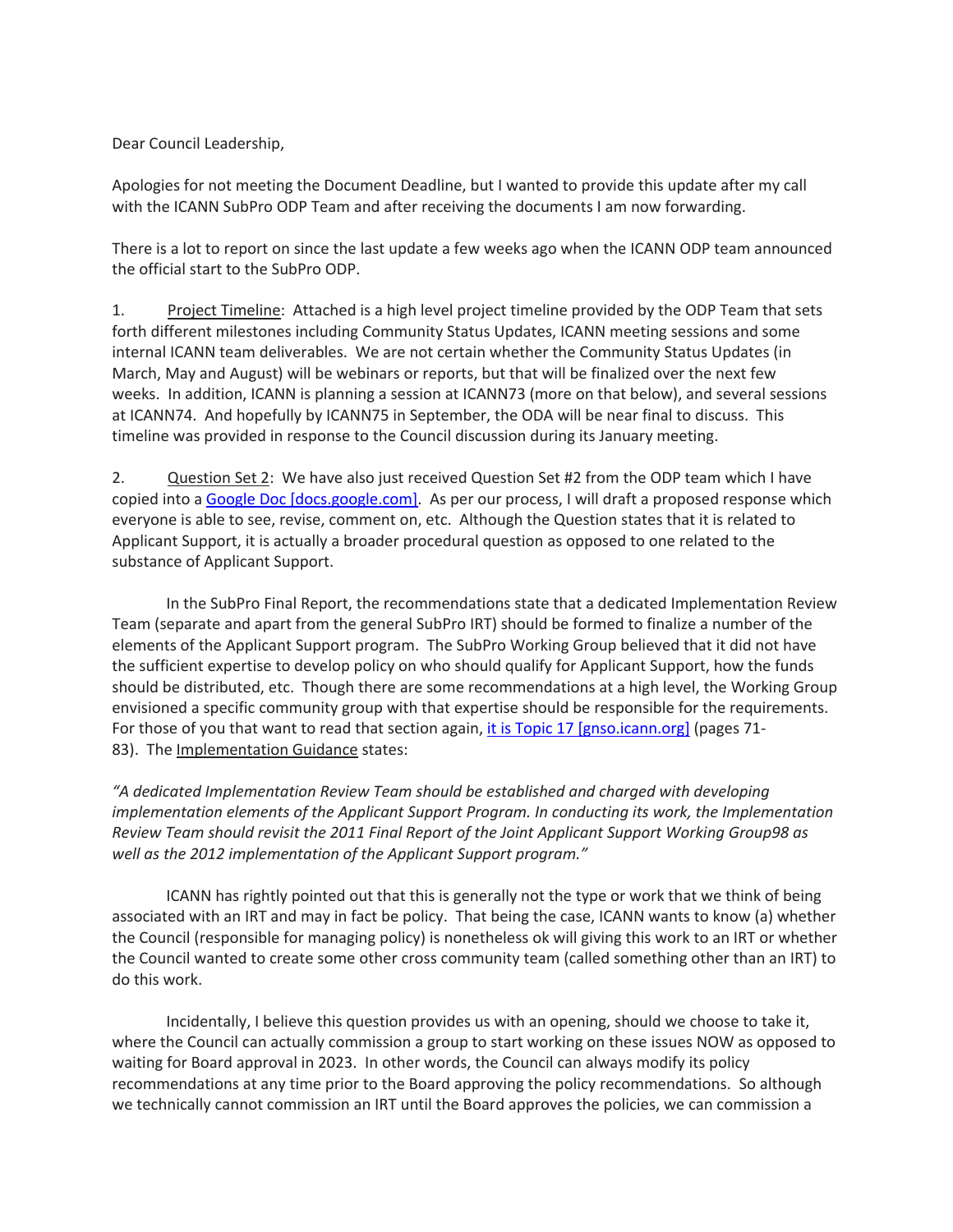Dear Council Leadership,

Apologies for not meeting the Document Deadline, but I wanted to provide this update after my call with the ICANN SubPro ODP Team and after receiving the documents I am now forwarding.

There is a lot to report on since the last update a few weeks ago when the ICANN ODP team announced the official start to the SubPro ODP.

1. Project Timeline: Attached is a high level project timeline provided by the ODP Team that sets forth different milestones including Community Status Updates, ICANN meeting sessions and some internal ICANN team deliverables. We are not certain whether the Community Status Updates (in March, May and August) will be webinars or reports, but that will be finalized over the next few weeks. In addition, ICANN is planning a session at ICANN73 (more on that below), and several sessions at ICANN74. And hopefully by ICANN75 in September, the ODA will be near final to discuss. This timeline was provided in response to the Council discussion during its January meeting.

2. Question Set 2: We have also just received Question Set #2 from the ODP team which I have copied into a [Google Doc [docs.google.com]](). As per our process, I will draft a proposed response which everyone is able to see, revise, comment on, etc. Although the Question states that it is related to Applicant Support, it is actually a broader procedural question as opposed to one related to the substance of Applicant Support.

In the SubPro Final Report, the recommendations state that a dedicated Implementation Review Team (separate and apart from the general SubPro IRT) should be formed to finalize a number of the elements of the Applicant Support program. The SubPro Working Group believed that it did not have the sufficient expertise to develop policy on who should qualify for Applicant Support, how the funds should be distributed, etc. Though there are some recommendations at a high level, the Working Group envisioned a specific community group with that expertise should be responsible for the requirements. For those of you that want to read that section again, [it is Topic 17 [gnso.icann.org]]() (pages 71-83). The Implementation Guidance states:

*"A dedicated Implementation Review Team should be established and charged with developing implementation elements of the Applicant Support Program. In conducting its work, the Implementation Review Team should revisit the 2011 Final Report of the Joint Applicant Support Working Group98 as well as the 2012 implementation of the Applicant Support program."*

ICANN has rightly pointed out that this is generally not the type or work that we think of being associated with an IRT and may in fact be policy. That being the case, ICANN wants to know (a) whether the Council (responsible for managing policy) is nonetheless ok will giving this work to an IRT or whether the Council wanted to create some other cross community team (called something other than an IRT) to do this work.

Incidentally, I believe this question provides us with an opening, should we choose to take it, where the Council can actually commission a group to start working on these issues NOW as opposed to waiting for Board approval in 2023. In other words, the Council can always modify its policy recommendations at any time prior to the Board approving the policy recommendations. So although we technically cannot commission an IRT until the Board approves the policies, we can commission a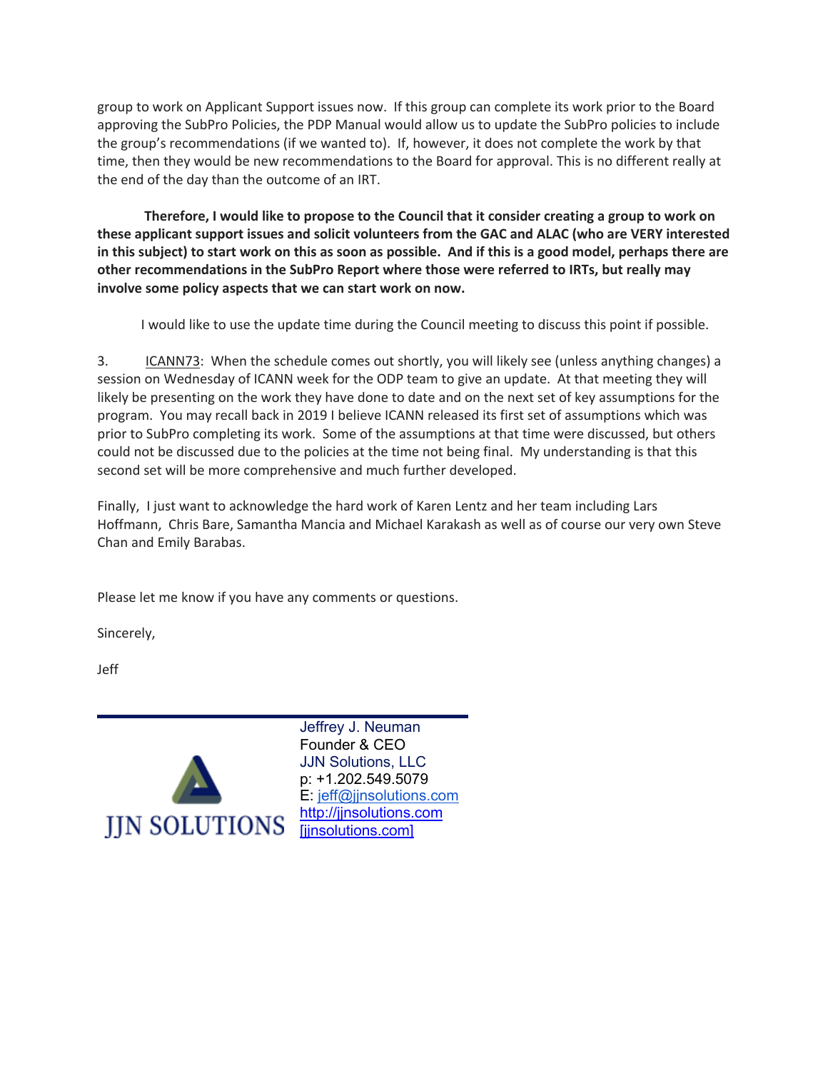group to work on Applicant Support issues now. If this group can complete its work prior to the Board approving the SubPro Policies, the PDP Manual would allow us to update the SubPro policies to include the group's recommendations (if we wanted to). If, however, it does not complete the work by that time, then they would be new recommendations to the Board for approval. This is no different really at the end of the day than the outcome of an IRT.

**Therefore, I would like to propose to the Council that it consider creating a group to work on these applicant support issues and solicit volunteers from the GAC and ALAC (who are VERY interested in this subject) to start work on this as soon as possible. And if this is a good model, perhaps there are other recommendations in the SubPro Report where those were referred to IRTs, but really may involve some policy aspects that we can start work on now.**

I would like to use the update time during the Council meeting to discuss this point if possible.

3. ICANN73: When the schedule comes out shortly, you will likely see (unless anything changes) a session on Wednesday of ICANN week for the ODP team to give an update. At that meeting they will likely be presenting on the work they have done to date and on the next set of key assumptions for the program. You may recall back in 2019 I believe ICANN released its first set of assumptions which was prior to SubPro completing its work. Some of the assumptions at that time were discussed, but others could not be discussed due to the policies at the time not being final. My understanding is that this second set will be more comprehensive and much further developed.

Finally, I just want to acknowledge the hard work of Karen Lentz and her team including Lars Hoffmann, Chris Bare, Samantha Mancia and Michael Karakash as well as of course our very own Steve Chan and Emily Barabas.

Please let me know if you have any comments or questions.

Sincerely,

Jeff

JJN SOLUTIONS

Jeffrey J. Neuman
Founder & CEO
JJN Solutions, LLC
p: +1.202.549.5079
E: jeff@jjnsolutions.com
http://jjnsolutions.com
[jjnsolutions.com]